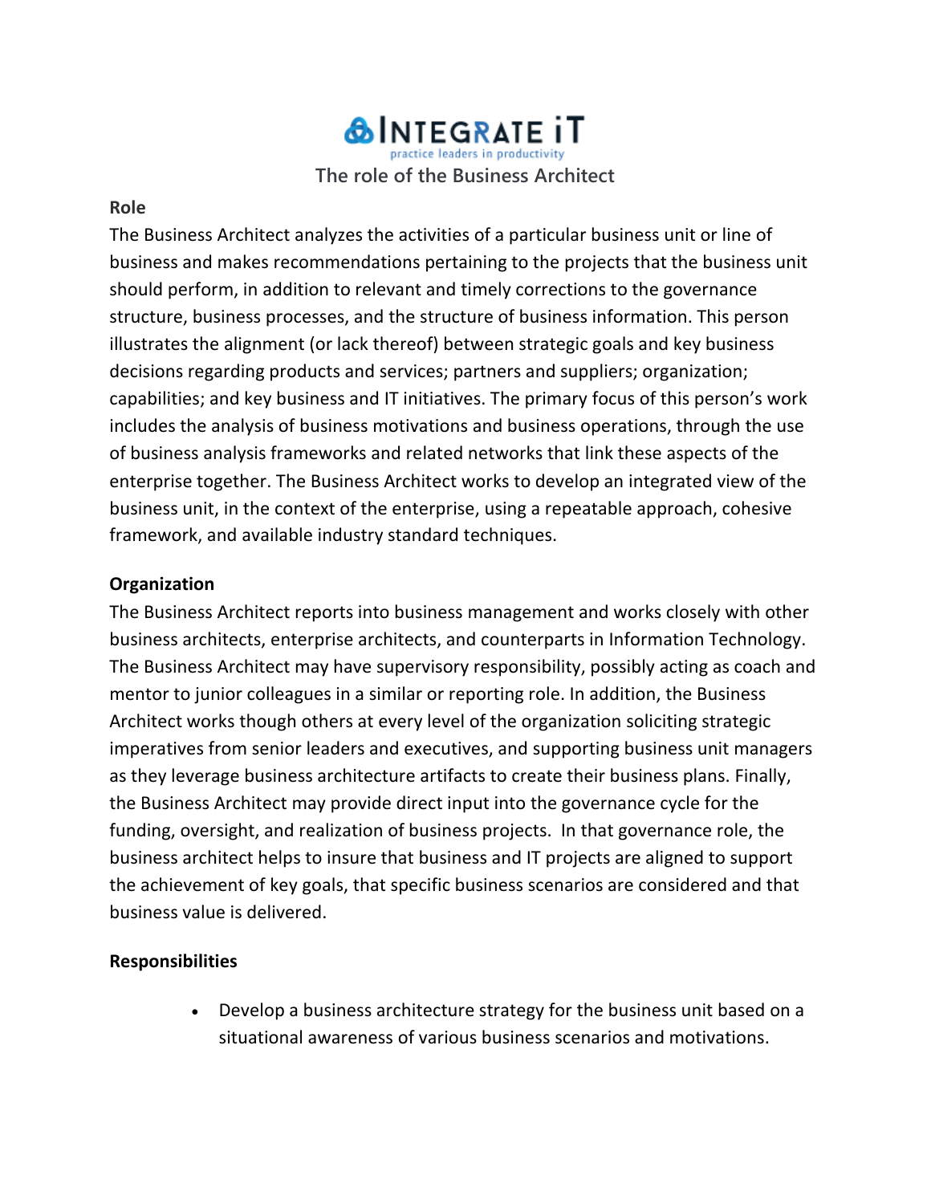# INTEGRATE iT

practice leaders in productivity

## The role of the Business Architect

**Role**

The Business Architect analyzes the activities of a particular business unit or line of business and makes recommendations pertaining to the projects that the business unit should perform, in addition to relevant and timely corrections to the governance structure, business processes, and the structure of business information. This person illustrates the alignment (or lack thereof) between strategic goals and key business decisions regarding products and services; partners and suppliers; organization; capabilities; and key business and IT initiatives. The primary focus of this person's work includes the analysis of business motivations and business operations, through the use of business analysis frameworks and related networks that link these aspects of the enterprise together. The Business Architect works to develop an integrated view of the business unit, in the context of the enterprise, using a repeatable approach, cohesive framework, and available industry standard techniques.

**Organization**

The Business Architect reports into business management and works closely with other business architects, enterprise architects, and counterparts in Information Technology. The Business Architect may have supervisory responsibility, possibly acting as coach and mentor to junior colleagues in a similar or reporting role. In addition, the Business Architect works though others at every level of the organization soliciting strategic imperatives from senior leaders and executives, and supporting business unit managers as they leverage business architecture artifacts to create their business plans. Finally, the Business Architect may provide direct input into the governance cycle for the funding, oversight, and realization of business projects. In that governance role, the business architect helps to insure that business and IT projects are aligned to support the achievement of key goals, that specific business scenarios are considered and that business value is delivered.

**Responsibilities**

- Develop a business architecture strategy for the business unit based on a situational awareness of various business scenarios and motivations.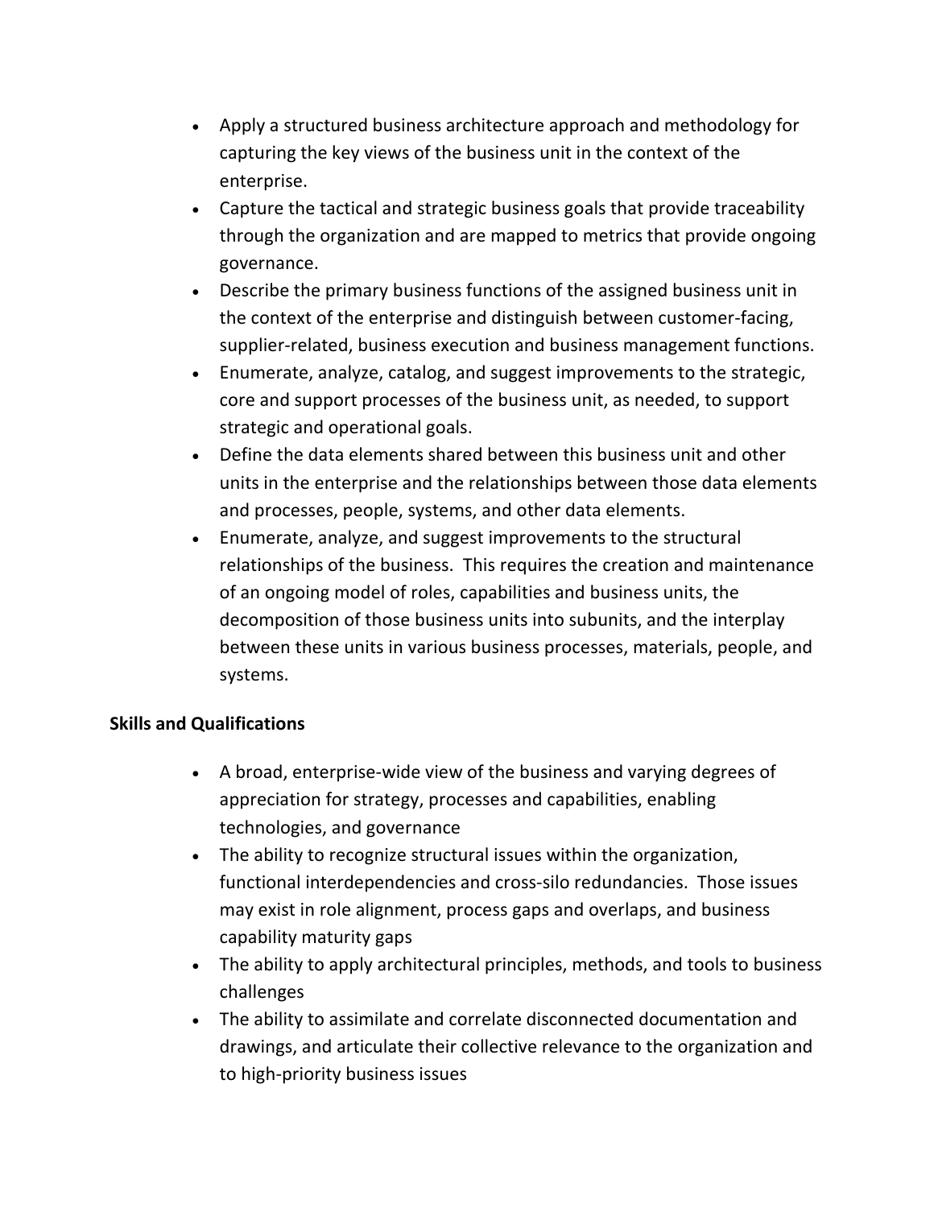- Apply a structured business architecture approach and methodology for capturing the key views of the business unit in the context of the enterprise.
- Capture the tactical and strategic business goals that provide traceability through the organization and are mapped to metrics that provide ongoing governance.
- Describe the primary business functions of the assigned business unit in the context of the enterprise and distinguish between customer-facing, supplier-related, business execution and business management functions.
- Enumerate, analyze, catalog, and suggest improvements to the strategic, core and support processes of the business unit, as needed, to support strategic and operational goals.
- Define the data elements shared between this business unit and other units in the enterprise and the relationships between those data elements and processes, people, systems, and other data elements.
- Enumerate, analyze, and suggest improvements to the structural relationships of the business. This requires the creation and maintenance of an ongoing model of roles, capabilities and business units, the decomposition of those business units into subunits, and the interplay between these units in various business processes, materials, people, and systems.

**Skills and Qualifications**

- A broad, enterprise-wide view of the business and varying degrees of appreciation for strategy, processes and capabilities, enabling technologies, and governance
- The ability to recognize structural issues within the organization, functional interdependencies and cross-silo redundancies. Those issues may exist in role alignment, process gaps and overlaps, and business capability maturity gaps
- The ability to apply architectural principles, methods, and tools to business challenges
- The ability to assimilate and correlate disconnected documentation and drawings, and articulate their collective relevance to the organization and to high-priority business issues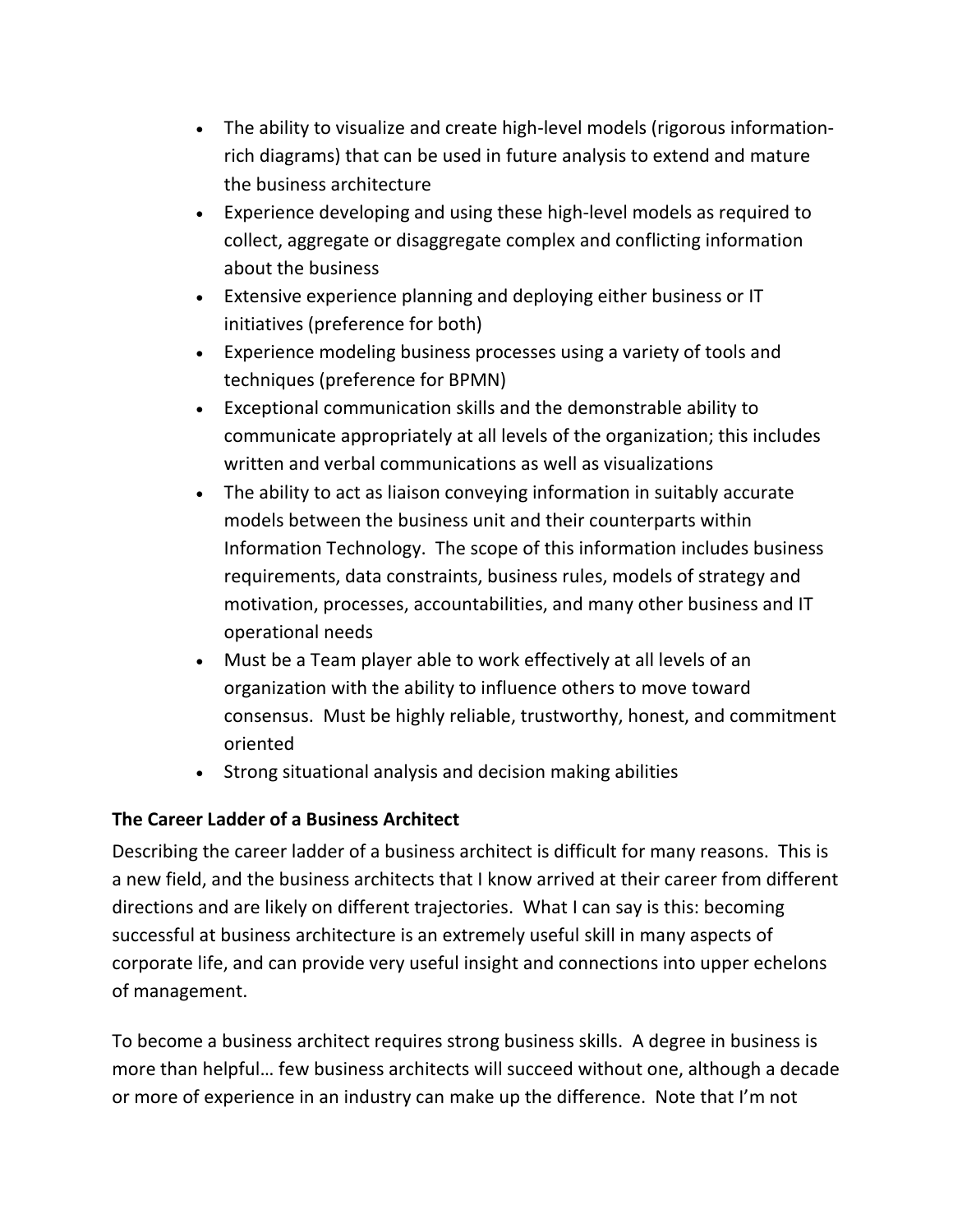- The ability to visualize and create high-level models (rigorous information-rich diagrams) that can be used in future analysis to extend and mature the business architecture
- Experience developing and using these high-level models as required to collect, aggregate or disaggregate complex and conflicting information about the business
- Extensive experience planning and deploying either business or IT initiatives (preference for both)
- Experience modeling business processes using a variety of tools and techniques (preference for BPMN)
- Exceptional communication skills and the demonstrable ability to communicate appropriately at all levels of the organization; this includes written and verbal communications as well as visualizations
- The ability to act as liaison conveying information in suitably accurate models between the business unit and their counterparts within Information Technology. The scope of this information includes business requirements, data constraints, business rules, models of strategy and motivation, processes, accountabilities, and many other business and IT operational needs
- Must be a Team player able to work effectively at all levels of an organization with the ability to influence others to move toward consensus. Must be highly reliable, trustworthy, honest, and commitment oriented
- Strong situational analysis and decision making abilities

**The Career Ladder of a Business Architect**

Describing the career ladder of a business architect is difficult for many reasons. This is a new field, and the business architects that I know arrived at their career from different directions and are likely on different trajectories. What I can say is this: becoming successful at business architecture is an extremely useful skill in many aspects of corporate life, and can provide very useful insight and connections into upper echelons of management.

To become a business architect requires strong business skills. A degree in business is more than helpful… few business architects will succeed without one, although a decade or more of experience in an industry can make up the difference. Note that I'm not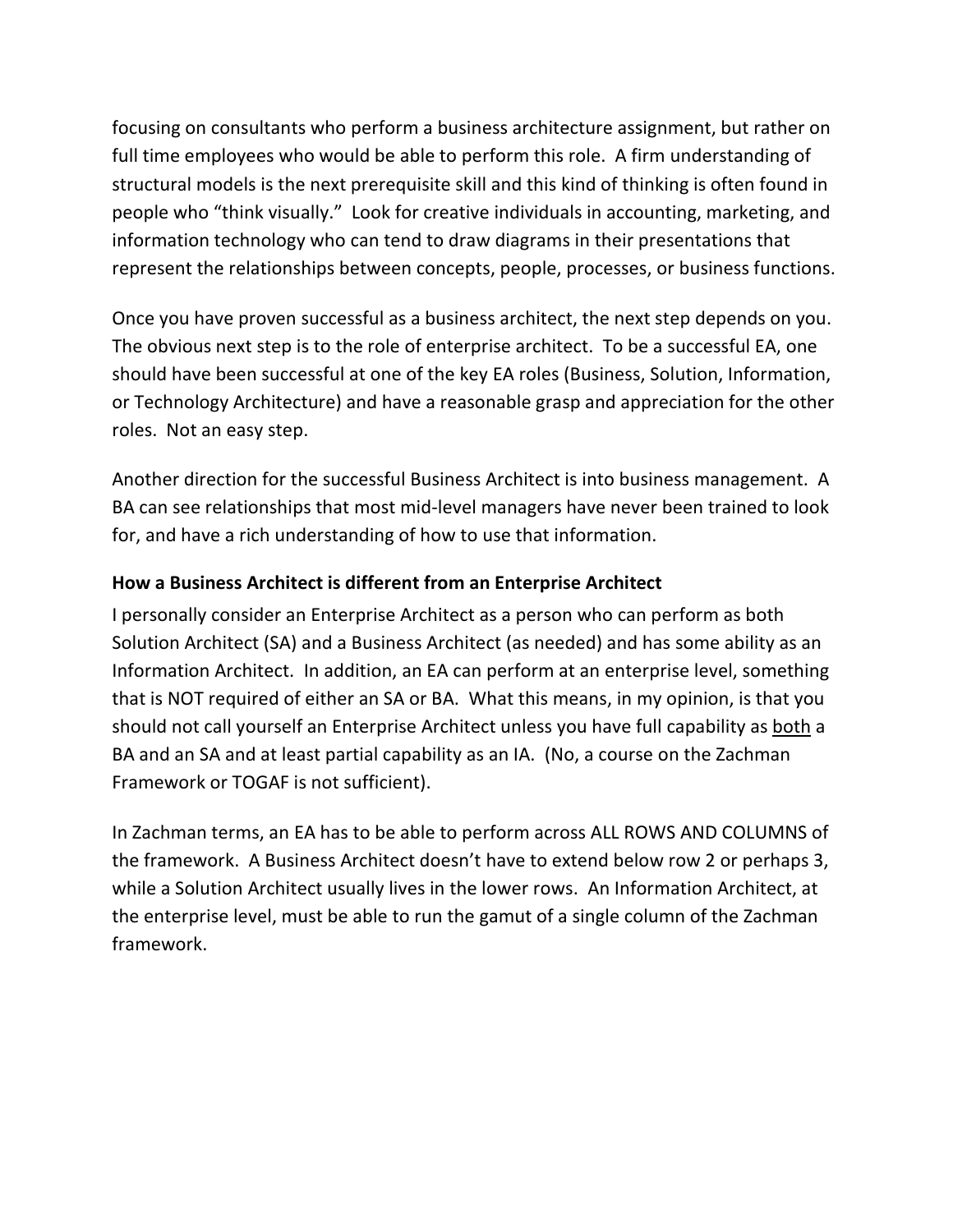focusing on consultants who perform a business architecture assignment, but rather on full time employees who would be able to perform this role. A firm understanding of structural models is the next prerequisite skill and this kind of thinking is often found in people who "think visually." Look for creative individuals in accounting, marketing, and information technology who can tend to draw diagrams in their presentations that represent the relationships between concepts, people, processes, or business functions.

Once you have proven successful as a business architect, the next step depends on you. The obvious next step is to the role of enterprise architect. To be a successful EA, one should have been successful at one of the key EA roles (Business, Solution, Information, or Technology Architecture) and have a reasonable grasp and appreciation for the other roles. Not an easy step.

Another direction for the successful Business Architect is into business management. A BA can see relationships that most mid-level managers have never been trained to look for, and have a rich understanding of how to use that information.

**How a Business Architect is different from an Enterprise Architect**

I personally consider an Enterprise Architect as a person who can perform as both Solution Architect (SA) and a Business Architect (as needed) and has some ability as an Information Architect. In addition, an EA can perform at an enterprise level, something that is NOT required of either an SA or BA. What this means, in my opinion, is that you should not call yourself an Enterprise Architect unless you have full capability as <u>both</u> a BA and an SA and at least partial capability as an IA. (No, a course on the Zachman Framework or TOGAF is not sufficient).

In Zachman terms, an EA has to be able to perform across ALL ROWS AND COLUMNS of the framework. A Business Architect doesn't have to extend below row 2 or perhaps 3, while a Solution Architect usually lives in the lower rows. An Information Architect, at the enterprise level, must be able to run the gamut of a single column of the Zachman framework.